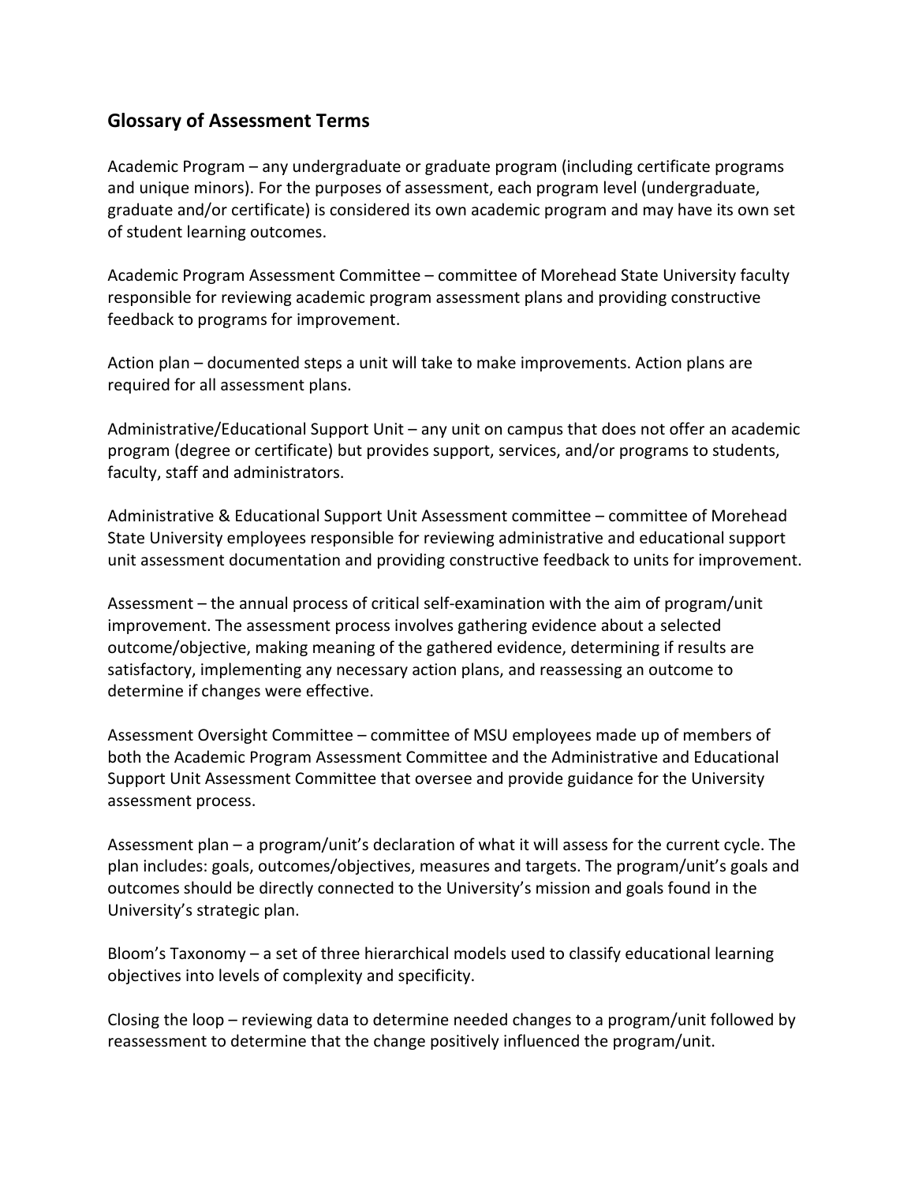## Glossary of Assessment Terms

Academic Program – any undergraduate or graduate program (including certificate programs and unique minors). For the purposes of assessment, each program level (undergraduate, graduate and/or certificate) is considered its own academic program and may have its own set of student learning outcomes.

Academic Program Assessment Committee – committee of Morehead State University faculty responsible for reviewing academic program assessment plans and providing constructive feedback to programs for improvement.

Action plan – documented steps a unit will take to make improvements. Action plans are required for all assessment plans.

Administrative/Educational Support Unit – any unit on campus that does not offer an academic program (degree or certificate) but provides support, services, and/or programs to students, faculty, staff and administrators.

Administrative & Educational Support Unit Assessment committee – committee of Morehead State University employees responsible for reviewing administrative and educational support unit assessment documentation and providing constructive feedback to units for improvement.

Assessment – the annual process of critical self-examination with the aim of program/unit improvement. The assessment process involves gathering evidence about a selected outcome/objective, making meaning of the gathered evidence, determining if results are satisfactory, implementing any necessary action plans, and reassessing an outcome to determine if changes were effective.

Assessment Oversight Committee – committee of MSU employees made up of members of both the Academic Program Assessment Committee and the Administrative and Educational Support Unit Assessment Committee that oversee and provide guidance for the University assessment process.

Assessment plan – a program/unit's declaration of what it will assess for the current cycle. The plan includes: goals, outcomes/objectives, measures and targets. The program/unit's goals and outcomes should be directly connected to the University's mission and goals found in the University's strategic plan.

Bloom's Taxonomy – a set of three hierarchical models used to classify educational learning objectives into levels of complexity and specificity.

Closing the loop – reviewing data to determine needed changes to a program/unit followed by reassessment to determine that the change positively influenced the program/unit.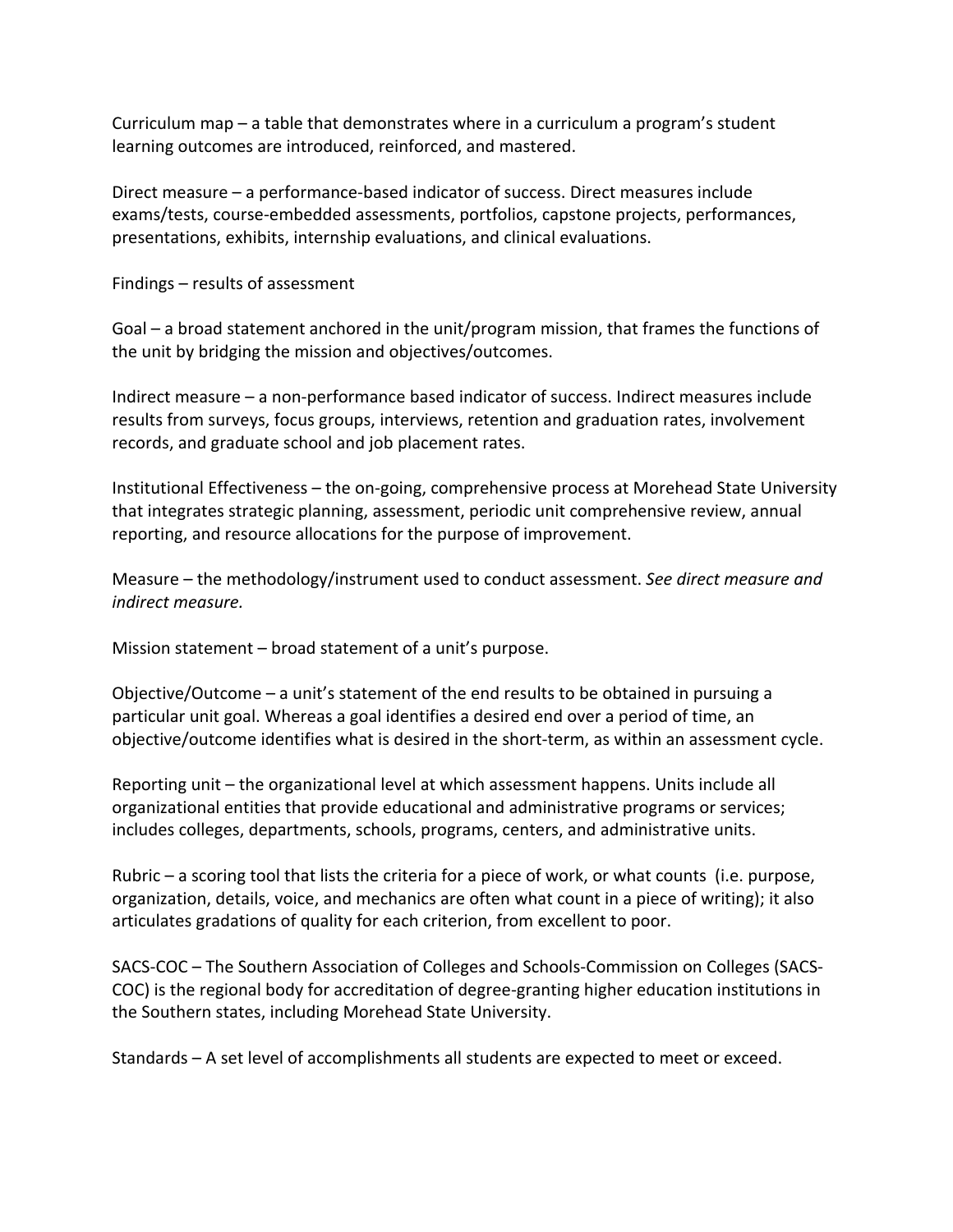Curriculum map – a table that demonstrates where in a curriculum a program's student learning outcomes are introduced, reinforced, and mastered.

Direct measure – a performance-based indicator of success. Direct measures include exams/tests, course-embedded assessments, portfolios, capstone projects, performances, presentations, exhibits, internship evaluations, and clinical evaluations.

Findings – results of assessment

Goal – a broad statement anchored in the unit/program mission, that frames the functions of the unit by bridging the mission and objectives/outcomes.

Indirect measure – a non-performance based indicator of success. Indirect measures include results from surveys, focus groups, interviews, retention and graduation rates, involvement records, and graduate school and job placement rates.

Institutional Effectiveness – the on-going, comprehensive process at Morehead State University that integrates strategic planning, assessment, periodic unit comprehensive review, annual reporting, and resource allocations for the purpose of improvement.

Measure – the methodology/instrument used to conduct assessment. *See direct measure and indirect measure.*

Mission statement – broad statement of a unit's purpose.

Objective/Outcome – a unit's statement of the end results to be obtained in pursuing a particular unit goal. Whereas a goal identifies a desired end over a period of time, an objective/outcome identifies what is desired in the short-term, as within an assessment cycle.

Reporting unit – the organizational level at which assessment happens. Units include all organizational entities that provide educational and administrative programs or services; includes colleges, departments, schools, programs, centers, and administrative units.

Rubric – a scoring tool that lists the criteria for a piece of work, or what counts (i.e. purpose, organization, details, voice, and mechanics are often what count in a piece of writing); it also articulates gradations of quality for each criterion, from excellent to poor.

SACS-COC – The Southern Association of Colleges and Schools-Commission on Colleges (SACS-COC) is the regional body for accreditation of degree-granting higher education institutions in the Southern states, including Morehead State University.

Standards – A set level of accomplishments all students are expected to meet or exceed.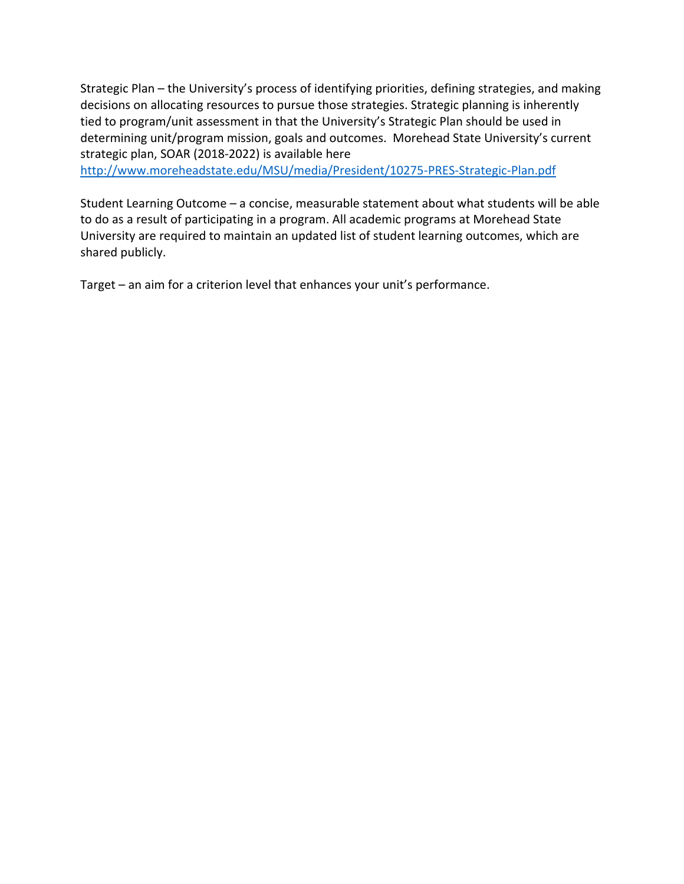Strategic Plan – the University's process of identifying priorities, defining strategies, and making decisions on allocating resources to pursue those strategies. Strategic planning is inherently tied to program/unit assessment in that the University's Strategic Plan should be used in determining unit/program mission, goals and outcomes. Morehead State University's current strategic plan, SOAR (2018-2022) is available here [http://www.moreheadstate.edu/MSU/media/President/10275-PRES-Strategic-Plan.pdf](http://www.moreheadstate.edu/MSU/media/President/10275-PRES-Strategic-Plan.pdf)

Student Learning Outcome – a concise, measurable statement about what students will be able to do as a result of participating in a program. All academic programs at Morehead State University are required to maintain an updated list of student learning outcomes, which are shared publicly.

Target – an aim for a criterion level that enhances your unit's performance.